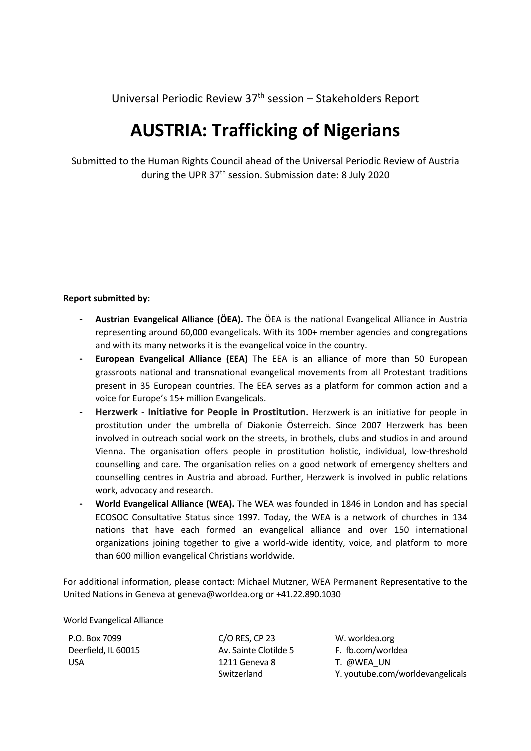Universal Periodic Review 37th session – Stakeholders Report

# AUSTRIA: Trafficking of Nigerians

Submitted to the Human Rights Council ahead of the Universal Periodic Review of Austria during the UPR 37th session. Submission date: 8 July 2020

**Report submitted by:**

- **Austrian Evangelical Alliance (ÖEA).** The ÖEA is the national Evangelical Alliance in Austria representing around 60,000 evangelicals. With its 100+ member agencies and congregations and with its many networks it is the evangelical voice in the country.
- **European Evangelical Alliance (EEA)** The EEA is an alliance of more than 50 European grassroots national and transnational evangelical movements from all Protestant traditions present in 35 European countries. The EEA serves as a platform for common action and a voice for Europe's 15+ million Evangelicals.
- **Herzwerk - Initiative for People in Prostitution.** Herzwerk is an initiative for people in prostitution under the umbrella of Diakonie Österreich. Since 2007 Herzwerk has been involved in outreach social work on the streets, in brothels, clubs and studios in and around Vienna. The organisation offers people in prostitution holistic, individual, low-threshold counselling and care. The organisation relies on a good network of emergency shelters and counselling centres in Austria and abroad. Further, Herzwerk is involved in public relations work, advocacy and research.
- **World Evangelical Alliance (WEA).** The WEA was founded in 1846 in London and has special ECOSOC Consultative Status since 1997. Today, the WEA is a network of churches in 134 nations that have each formed an evangelical alliance and over 150 international organizations joining together to give a world-wide identity, voice, and platform to more than 600 million evangelical Christians worldwide.

For additional information, please contact: Michael Mutzner, WEA Permanent Representative to the United Nations in Geneva at geneva@worldea.org or +41.22.890.1030

World Evangelical Alliance

P.O. Box 7099
Deerfield, IL 60015
USA

C/O RES, CP 23
Av. Sainte Clotilde 5
1211 Geneva 8
Switzerland

W. worldea.org
F. fb.com/worldea
T. @WEA_UN
Y. youtube.com/worldevangelicals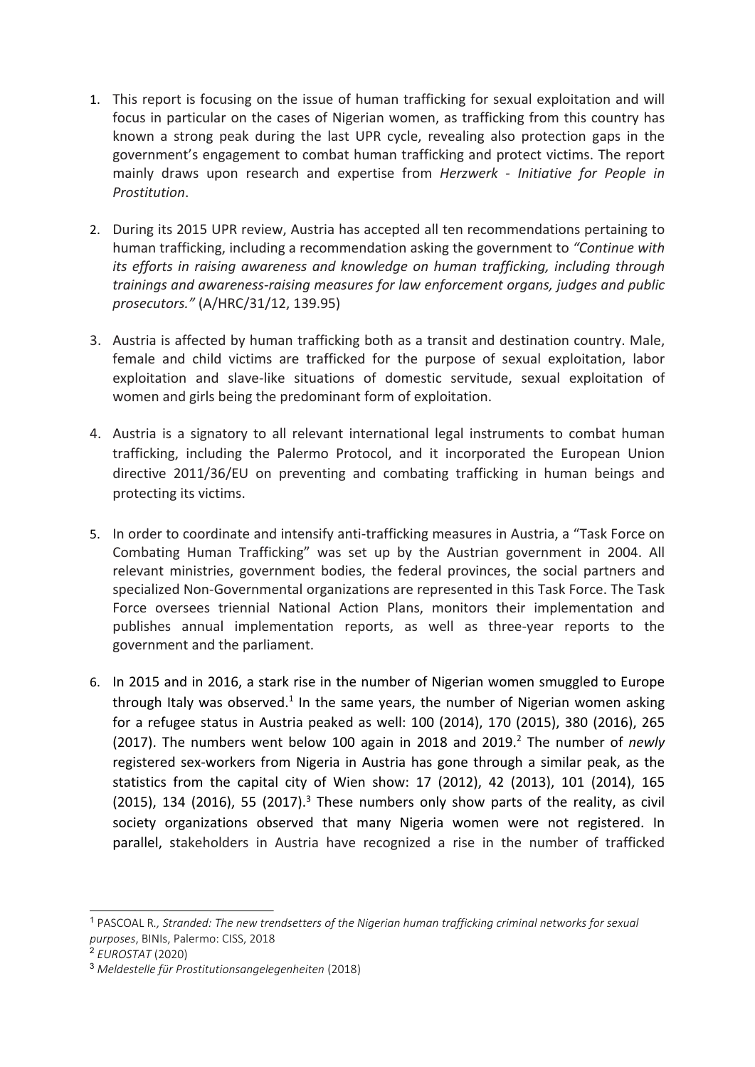1. This report is focusing on the issue of human trafficking for sexual exploitation and will focus in particular on the cases of Nigerian women, as trafficking from this country has known a strong peak during the last UPR cycle, revealing also protection gaps in the government's engagement to combat human trafficking and protect victims. The report mainly draws upon research and expertise from *Herzwerk - Initiative for People in Prostitution*.

2. During its 2015 UPR review, Austria has accepted all ten recommendations pertaining to human trafficking, including a recommendation asking the government to *"Continue with its efforts in raising awareness and knowledge on human trafficking, including through trainings and awareness-raising measures for law enforcement organs, judges and public prosecutors."* (A/HRC/31/12, 139.95)

3. Austria is affected by human trafficking both as a transit and destination country. Male, female and child victims are trafficked for the purpose of sexual exploitation, labor exploitation and slave-like situations of domestic servitude, sexual exploitation of women and girls being the predominant form of exploitation.

4. Austria is a signatory to all relevant international legal instruments to combat human trafficking, including the Palermo Protocol, and it incorporated the European Union directive 2011/36/EU on preventing and combating trafficking in human beings and protecting its victims.

5. In order to coordinate and intensify anti-trafficking measures in Austria, a "Task Force on Combating Human Trafficking" was set up by the Austrian government in 2004. All relevant ministries, government bodies, the federal provinces, the social partners and specialized Non-Governmental organizations are represented in this Task Force. The Task Force oversees triennial National Action Plans, monitors their implementation and publishes annual implementation reports, as well as three-year reports to the government and the parliament.

6. In 2015 and in 2016, a stark rise in the number of Nigerian women smuggled to Europe through Italy was observed.[1] In the same years, the number of Nigerian women asking for a refugee status in Austria peaked as well: 100 (2014), 170 (2015), 380 (2016), 265 (2017). The numbers went below 100 again in 2018 and 2019.[2] The number of *newly* registered sex-workers from Nigeria in Austria has gone through a similar peak, as the statistics from the capital city of Wien show: 17 (2012), 42 (2013), 101 (2014), 165 (2015), 134 (2016), 55 (2017).[3] These numbers only show parts of the reality, as civil society organizations observed that many Nigeria women were not registered. In parallel, stakeholders in Austria have recognized a rise in the number of trafficked

---

[1] PASCOAL R., *Stranded: The new trendsetters of the Nigerian human trafficking criminal networks for sexual purposes*, BINIs, Palermo: CISS, 2018

[2] *EUROSTAT* (2020)

[3] *Meldestelle für Prostitutionsangelegenheiten* (2018)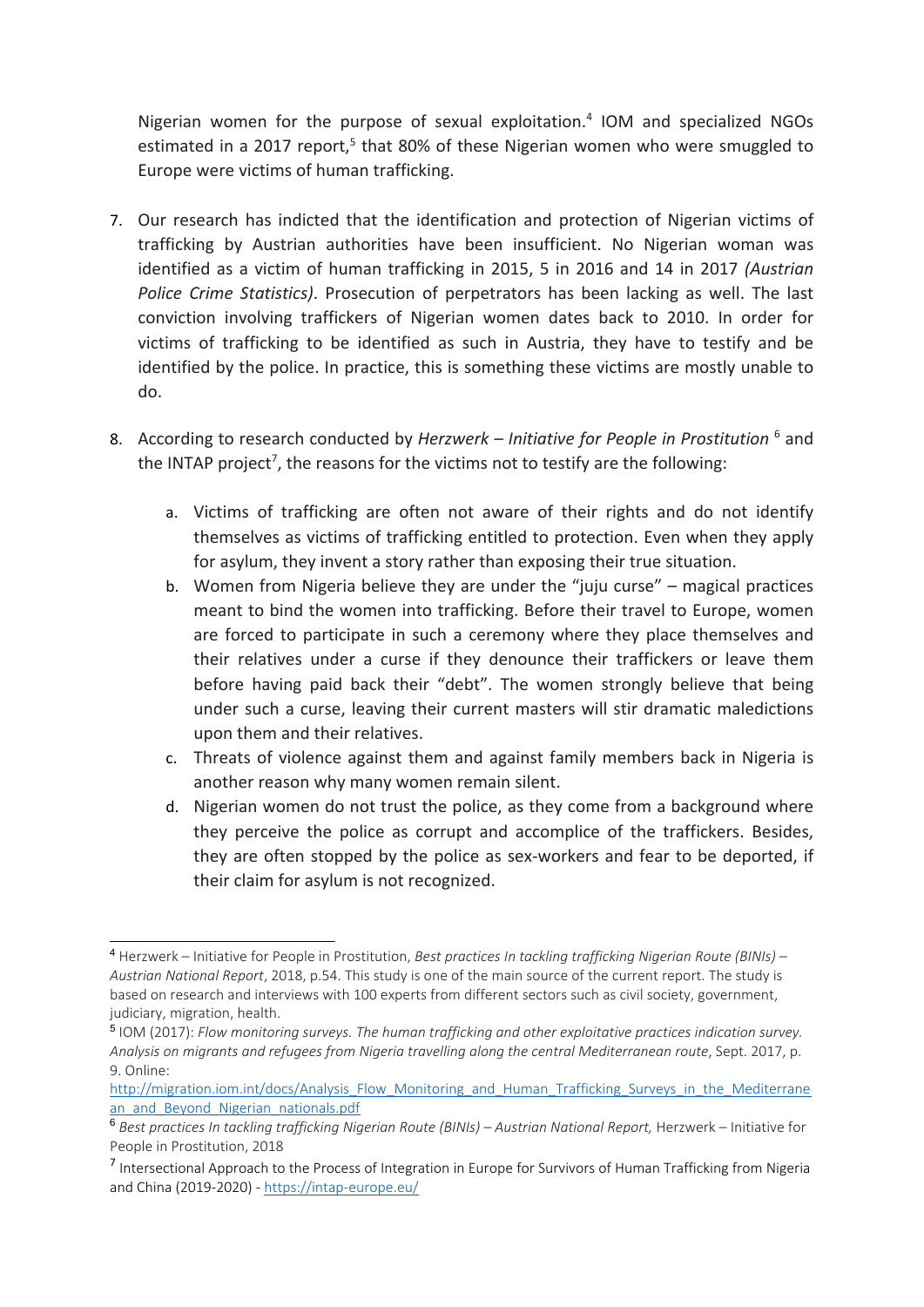Nigerian women for the purpose of sexual exploitation.[4] IOM and specialized NGOs estimated in a 2017 report,[5] that 80% of these Nigerian women who were smuggled to Europe were victims of human trafficking.

7. Our research has indicted that the identification and protection of Nigerian victims of trafficking by Austrian authorities have been insufficient. No Nigerian woman was identified as a victim of human trafficking in 2015, 5 in 2016 and 14 in 2017 *(Austrian Police Crime Statistics)*. Prosecution of perpetrators has been lacking as well. The last conviction involving traffickers of Nigerian women dates back to 2010. In order for victims of trafficking to be identified as such in Austria, they have to testify and be identified by the police. In practice, this is something these victims are mostly unable to do.

8. According to research conducted by *Herzwerk – Initiative for People in Prostitution* [6] and the INTAP project[7], the reasons for the victims not to testify are the following:

    a. Victims of trafficking are often not aware of their rights and do not identify themselves as victims of trafficking entitled to protection. Even when they apply for asylum, they invent a story rather than exposing their true situation.

    b. Women from Nigeria believe they are under the "juju curse" – magical practices meant to bind the women into trafficking. Before their travel to Europe, women are forced to participate in such a ceremony where they place themselves and their relatives under a curse if they denounce their traffickers or leave them before having paid back their "debt". The women strongly believe that being under such a curse, leaving their current masters will stir dramatic maledictions upon them and their relatives.

    c. Threats of violence against them and against family members back in Nigeria is another reason why many women remain silent.

    d. Nigerian women do not trust the police, as they come from a background where they perceive the police as corrupt and accomplice of the traffickers. Besides, they are often stopped by the police as sex-workers and fear to be deported, if their claim for asylum is not recognized.

---

[4] Herzwerk – Initiative for People in Prostitution, *Best practices In tackling trafficking Nigerian Route (BINIs) – Austrian National Report*, 2018, p.54. This study is one of the main source of the current report. The study is based on research and interviews with 100 experts from different sectors such as civil society, government, judiciary, migration, health.

[5] IOM (2017): *Flow monitoring surveys. The human trafficking and other exploitative practices indication survey. Analysis on migrants and refugees from Nigeria travelling along the central Mediterranean route*, Sept. 2017, p. 9. Online: http://migration.iom.int/docs/Analysis_Flow_Monitoring_and_Human_Trafficking_Surveys_in_the_Mediterranean_and_Beyond_Nigerian_nationals.pdf

[6] *Best practices In tackling trafficking Nigerian Route (BINIs) – Austrian National Report,* Herzwerk – Initiative for People in Prostitution, 2018

[7] Intersectional Approach to the Process of Integration in Europe for Survivors of Human Trafficking from Nigeria and China (2019-2020) - https://intap-europe.eu/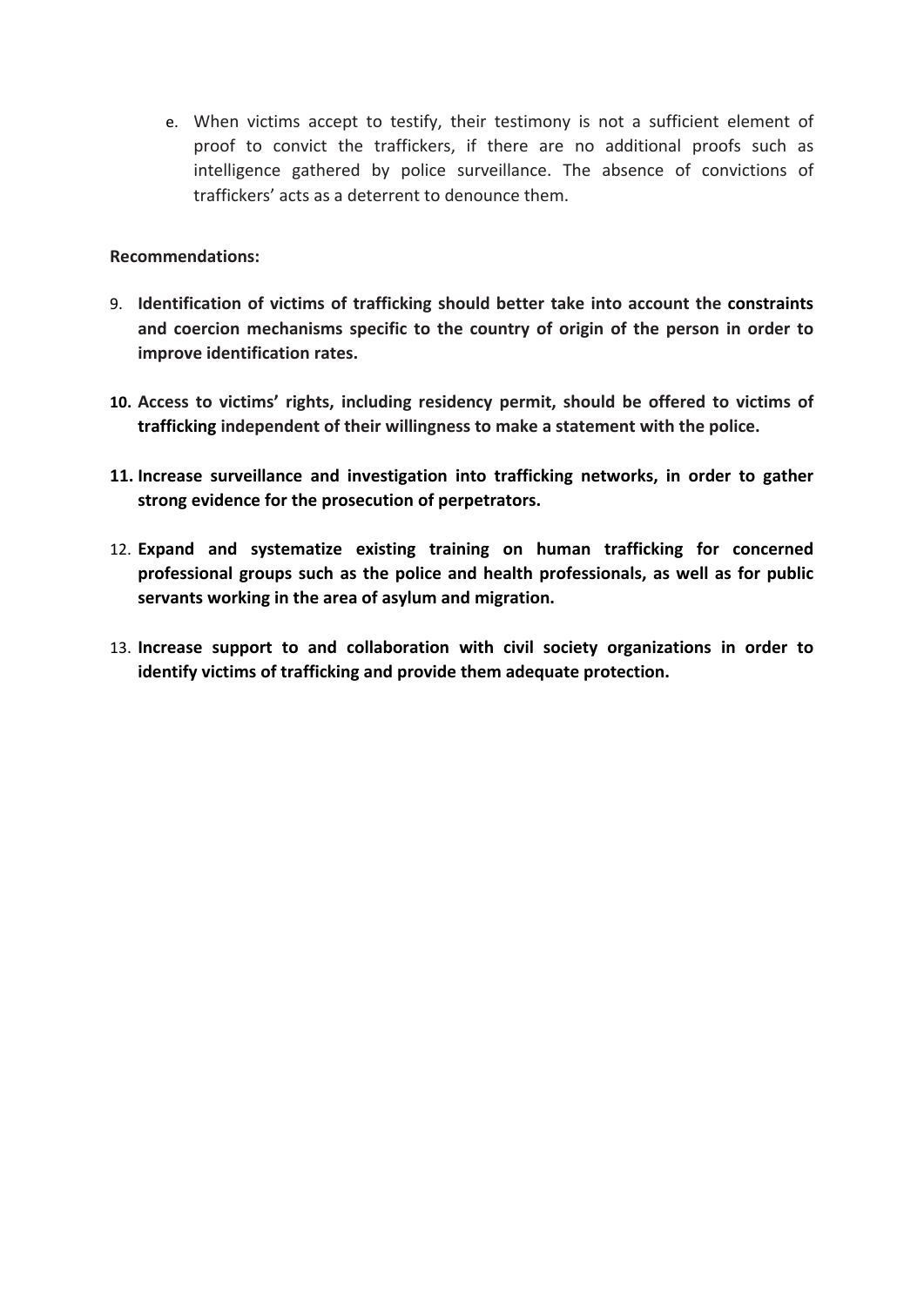e. When victims accept to testify, their testimony is not a sufficient element of proof to convict the traffickers, if there are no additional proofs such as intelligence gathered by police surveillance. The absence of convictions of traffickers' acts as a deterrent to denounce them.

**Recommendations:**

9. **Identification of victims of trafficking should better take into account the constraints and coercion mechanisms specific to the country of origin of the person in order to improve identification rates.**

10. **Access to victims' rights, including residency permit, should be offered to victims of trafficking independent of their willingness to make a statement with the police.**

11. **Increase surveillance and investigation into trafficking networks, in order to gather strong evidence for the prosecution of perpetrators.**

12. **Expand and systematize existing training on human trafficking for concerned professional groups such as the police and health professionals, as well as for public servants working in the area of asylum and migration.**

13. **Increase support to and collaboration with civil society organizations in order to identify victims of trafficking and provide them adequate protection.**